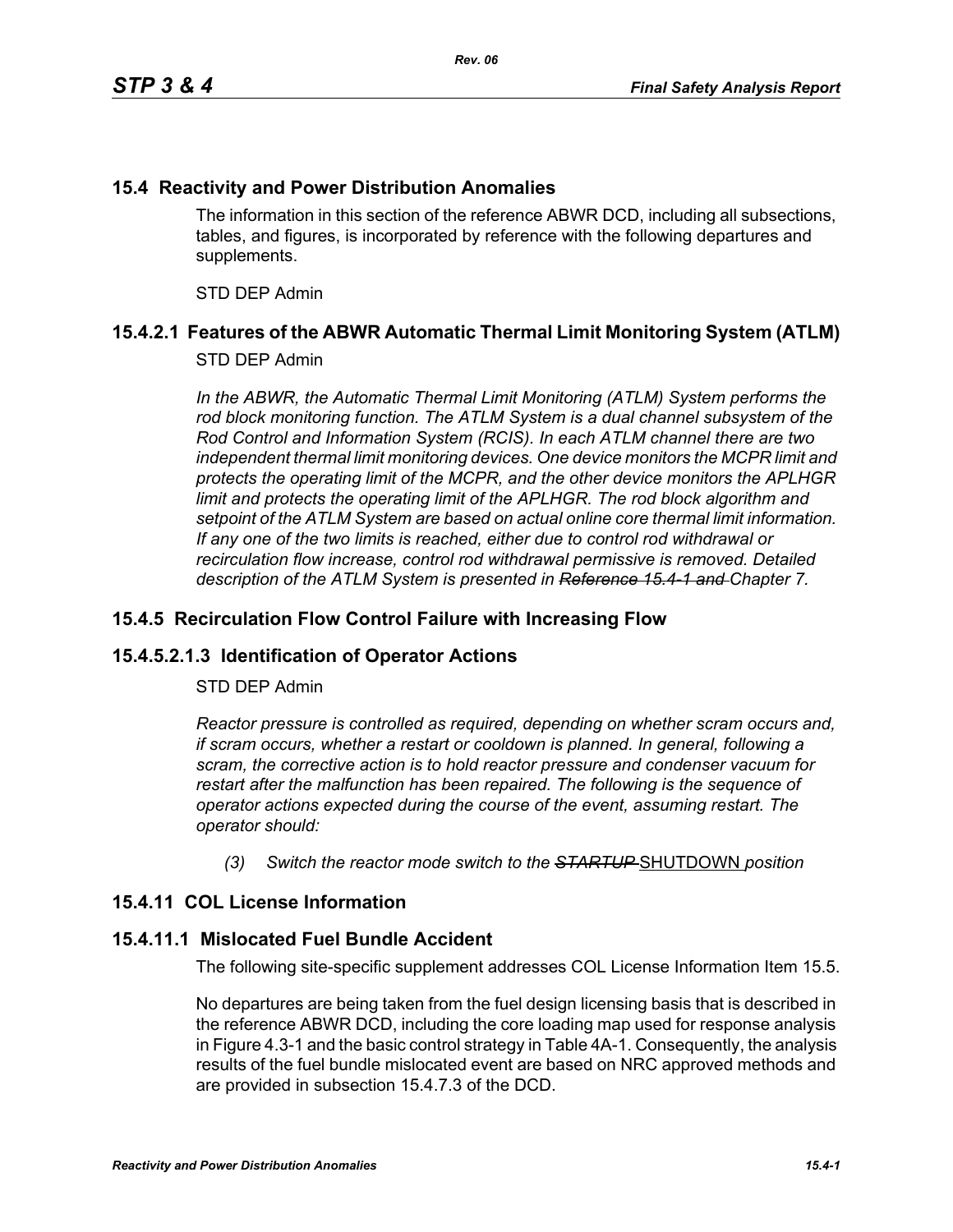## 15.4 Reactivity and Power Distribution Anomalies

The information in this section of the reference ABWR DCD, including all subsections, tables, and figures, is incorporated by reference with the following departures and supplements.

STD DEP Admin

### 15.4.2.1 Features of the ABWR Automatic Thermal Limit Monitoring System (ATLM)

STD DEP Admin

*In the ABWR, the Automatic Thermal Limit Monitoring (ATLM) System performs the rod block monitoring function. The ATLM System is a dual channel subsystem of the Rod Control and Information System (RCIS). In each ATLM channel there are two independent thermal limit monitoring devices. One device monitors the MCPR limit and protects the operating limit of the MCPR, and the other device monitors the APLHGR limit and protects the operating limit of the APLHGR. The rod block algorithm and setpoint of the ATLM System are based on actual online core thermal limit information. If any one of the two limits is reached, either due to control rod withdrawal or recirculation flow increase, control rod withdrawal permissive is removed. Detailed description of the ATLM System is presented in ~~Reference 15.4-1 and~~ Chapter 7.*

### 15.4.5 Recirculation Flow Control Failure with Increasing Flow

### 15.4.5.2.1.3 Identification of Operator Actions

STD DEP Admin

*Reactor pressure is controlled as required, depending on whether scram occurs and, if scram occurs, whether a restart or cooldown is planned. In general, following a scram, the corrective action is to hold reactor pressure and condenser vacuum for restart after the malfunction has been repaired. The following is the sequence of operator actions expected during the course of the event, assuming restart. The operator should:*

*(3) Switch the reactor mode switch to the ~~STARTUP~~* <u>SHUTDOWN</u> *position*

### 15.4.11 COL License Information

### 15.4.11.1 Mislocated Fuel Bundle Accident

The following site-specific supplement addresses COL License Information Item 15.5.

No departures are being taken from the fuel design licensing basis that is described in the reference ABWR DCD, including the core loading map used for response analysis in Figure 4.3-1 and the basic control strategy in Table 4A-1. Consequently, the analysis results of the fuel bundle mislocated event are based on NRC approved methods and are provided in subsection 15.4.7.3 of the DCD.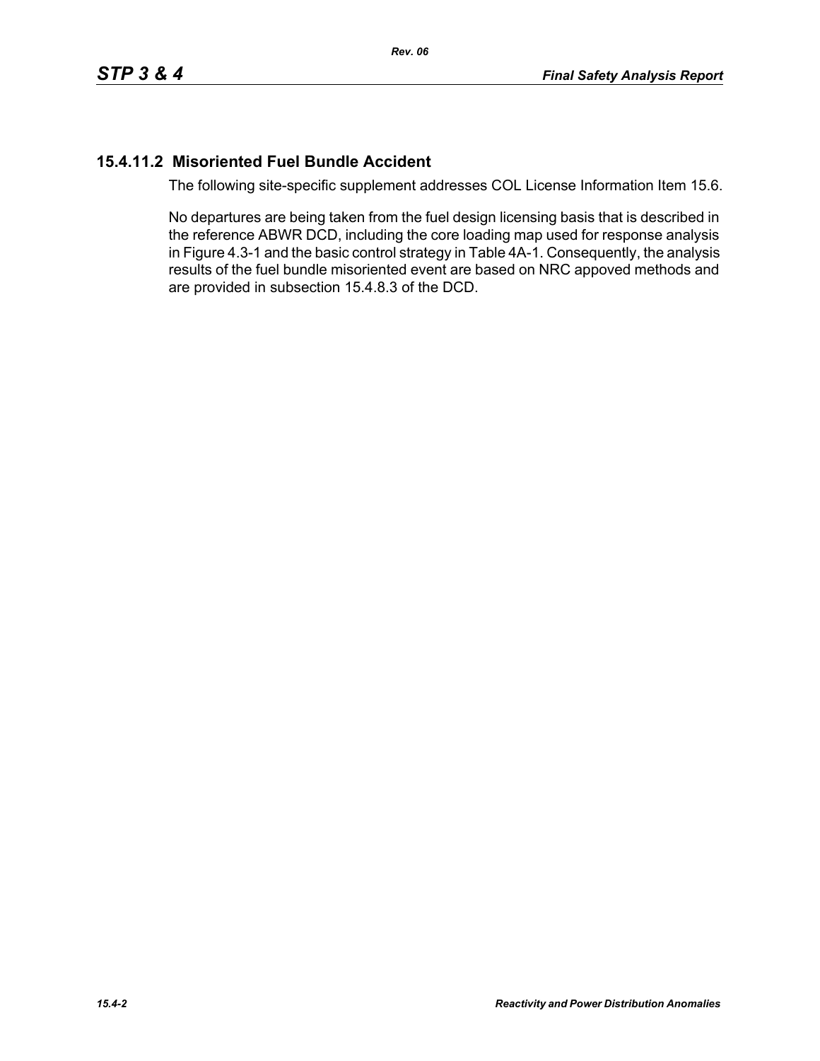### 15.4.11.2 Misoriented Fuel Bundle Accident

The following site-specific supplement addresses COL License Information Item 15.6.

No departures are being taken from the fuel design licensing basis that is described in the reference ABWR DCD, including the core loading map used for response analysis in Figure 4.3-1 and the basic control strategy in Table 4A-1. Consequently, the analysis results of the fuel bundle misoriented event are based on NRC appoved methods and are provided in subsection 15.4.8.3 of the DCD.